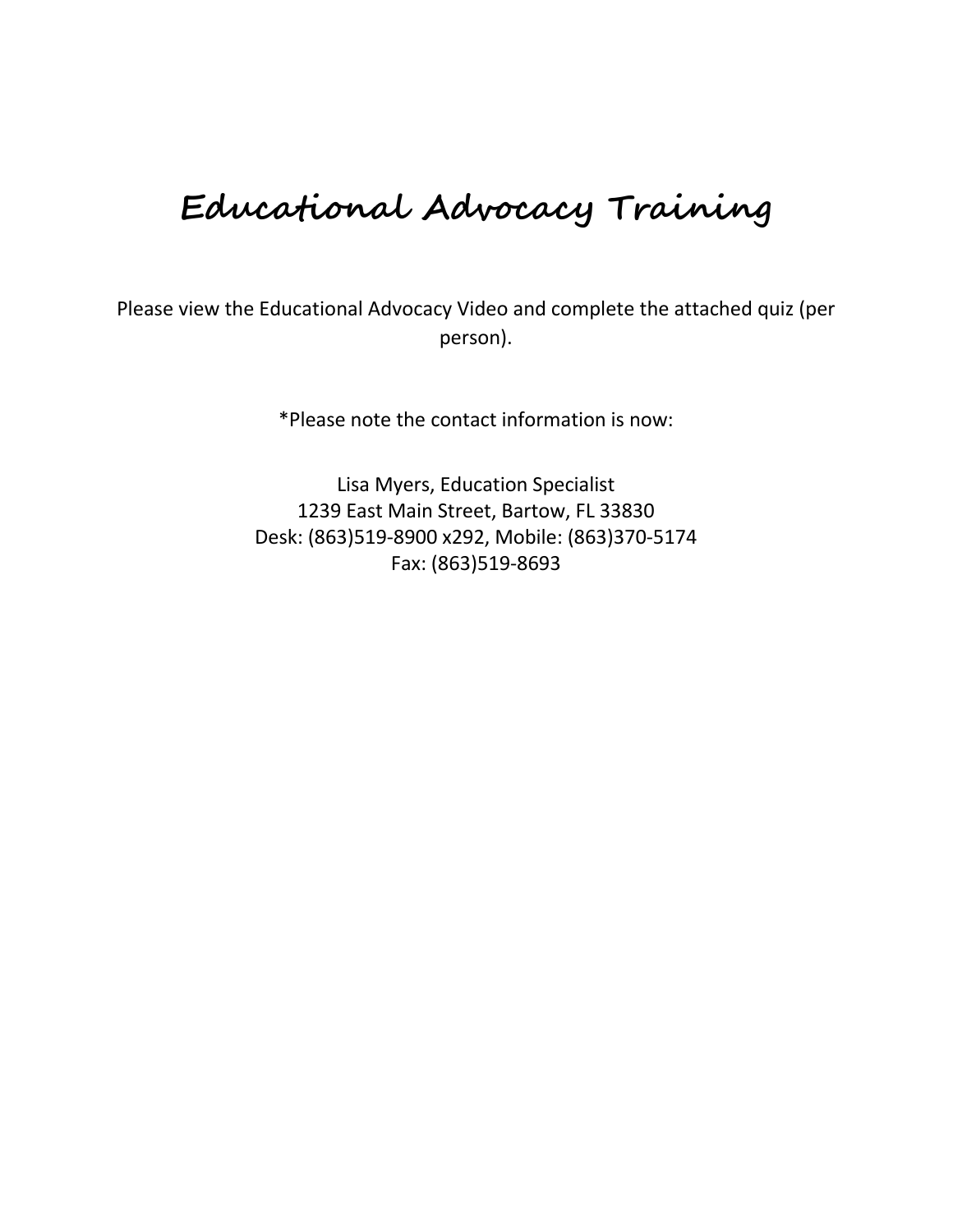# Educational Advocacy Training

Please view the Educational Advocacy Video and complete the attached quiz (per person).

*Please note the contact information is now:

Lisa Myers, Education Specialist
1239 East Main Street, Bartow, FL 33830
Desk: (863)519-8900 x292, Mobile: (863)370-5174
Fax: (863)519-8693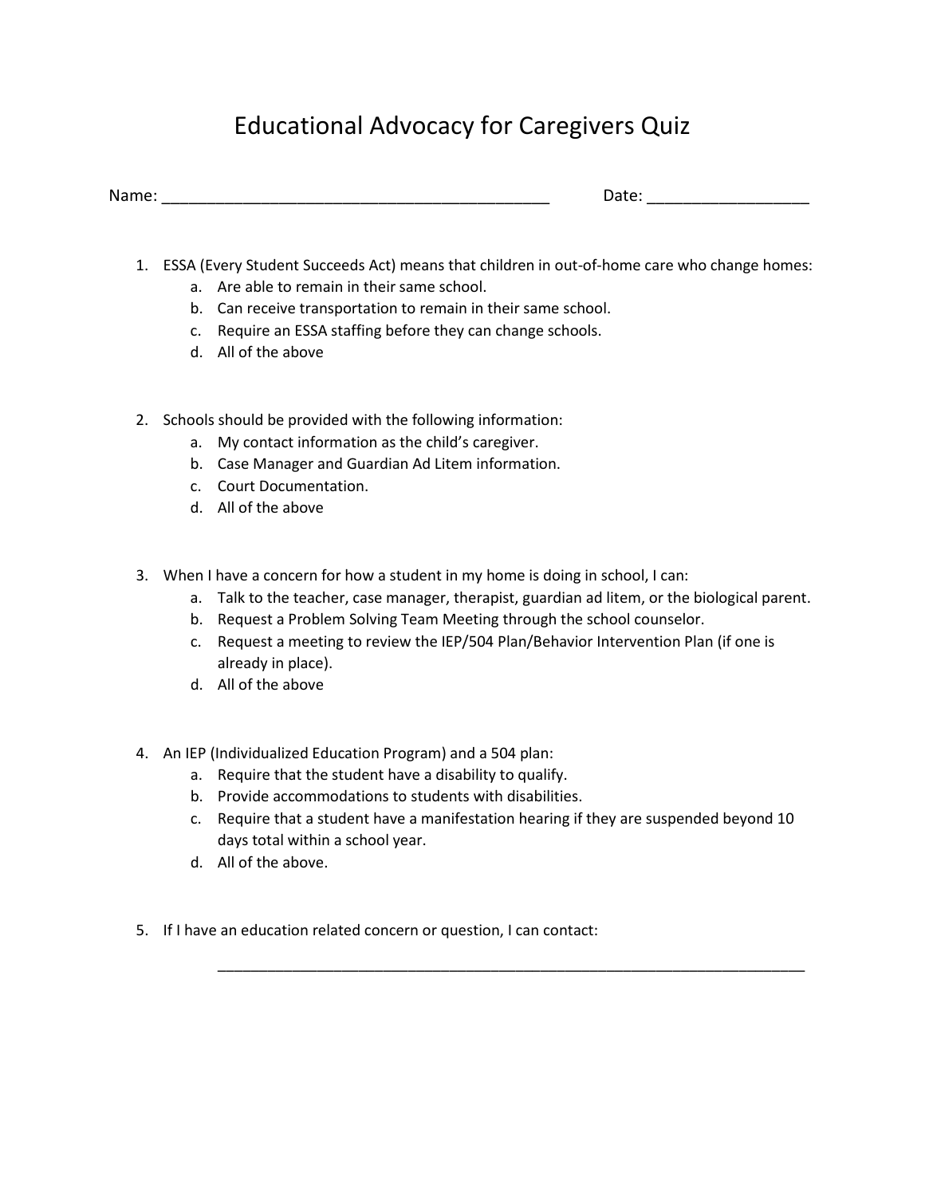# Educational Advocacy for Caregivers Quiz

Name: ____________________________________________ Date: __________________

1. ESSA (Every Student Succeeds Act) means that children in out-of-home care who change homes:
   a. Are able to remain in their same school.
   b. Can receive transportation to remain in their same school.
   c. Require an ESSA staffing before they can change schools.
   d. All of the above

2. Schools should be provided with the following information:
   a. My contact information as the child's caregiver.
   b. Case Manager and Guardian Ad Litem information.
   c. Court Documentation.
   d. All of the above

3. When I have a concern for how a student in my home is doing in school, I can:
   a. Talk to the teacher, case manager, therapist, guardian ad litem, or the biological parent.
   b. Request a Problem Solving Team Meeting through the school counselor.
   c. Request a meeting to review the IEP/504 Plan/Behavior Intervention Plan (if one is already in place).
   d. All of the above

4. An IEP (Individualized Education Program) and a 504 plan:
   a. Require that the student have a disability to qualify.
   b. Provide accommodations to students with disabilities.
   c. Require that a student have a manifestation hearing if they are suspended beyond 10 days total within a school year.
   d. All of the above.

5. If I have an education related concern or question, I can contact:

   ________________________________________________________________________